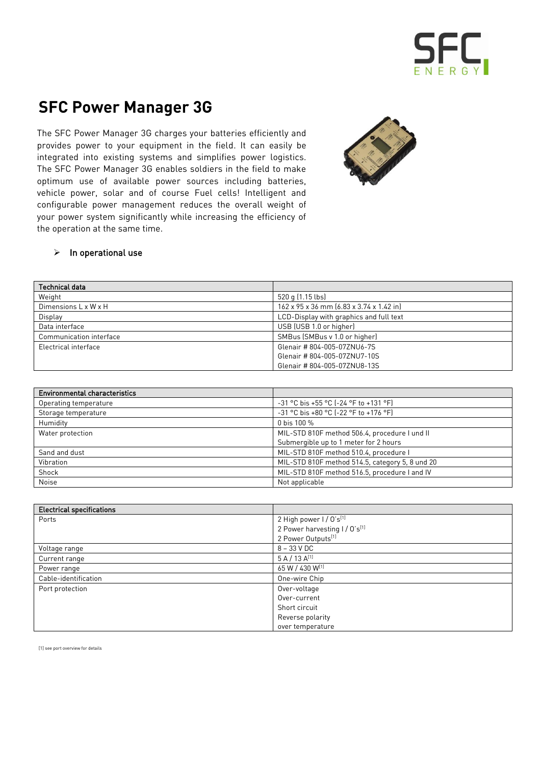# SFC Power Manager 3G

The SFC Power Manager 3G charges your batteries efficiently and provides power to your equipment in the field. It can easily be integrated into existing systems and simplifies power logistics. The SFC Power Manager 3G enables soldiers in the field to make optimum use of available power sources including batteries, vehicle power, solar and of course Fuel cells! Intelligent and configurable power management reduces the overall weight of your power system significantly while increasing the efficiency of the operation at the same time.

- In operational use

| Technical data | |
|---|---|
| Weight | 520 g (1.15 lbs) |
| Dimensions L x W x H | 162 x 95 x 36 mm (6.83 x 3.74 x 1.42 in) |
| Display | LCD-Display with graphics and full text |
| Data interface | USB (USB 1.0 or higher) |
| Communication interface | SMBus (SMBus v 1.0 or higher) |
| Electrical interface | Glenair # 804-005-07ZNU6-7S<br>Glenair # 804-005-07ZNU7-10S<br>Glenair # 804-005-07ZNU8-13S |

| Environmental characteristics | |
|---|---|
| Operating temperature | -31 °C bis +55 °C (-24 °F to +131 °F) |
| Storage temperature | -31 °C bis +80 °C (-22 °F to +176 °F) |
| Humidity | 0 bis 100 % |
| Water protection | MIL-STD 810F method 506.4, procedure I und II<br>Submergible up to 1 meter for 2 hours |
| Sand and dust | MIL-STD 810F method 510.4, procedure I |
| Vibration | MIL-STD 810F method 514.5, category 5, 8 und 20 |
| Shock | MIL-STD 810F method 516.5, procedure I and IV |
| Noise | Not applicable |

| Electrical specifications | |
|---|---|
| Ports | 2 High power I / O's[1]<br>2 Power harvesting I / O's[1]<br>2 Power Outputs[1] |
| Voltage range | 8 – 33 V DC |
| Current range | 5 A / 13 A[1] |
| Power range | 65 W / 430 W[1] |
| Cable-identification | One-wire Chip |
| Port protection | Over-voltage<br>Over-current<br>Short circuit<br>Reverse polarity<br>over temperature |

[1] see port overview for details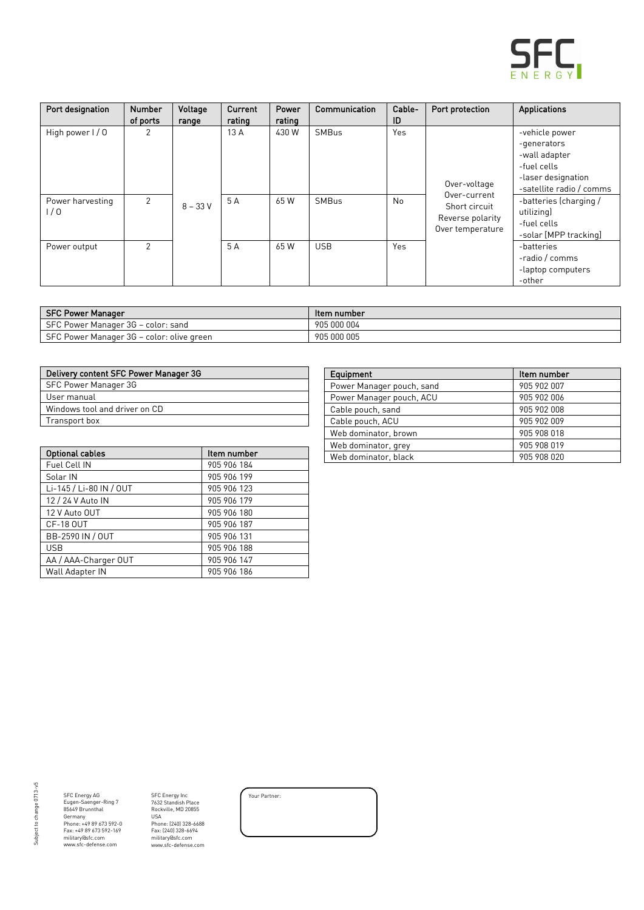| Port designation | Number of ports | Voltage range | Current rating | Power rating | Communication | Cable-ID | Port protection | Applications |
|---|---|---|---|---|---|---|---|---|
| High power I / O | 2 | 8 – 33 V | 13 A | 430 W | SMBus | Yes | Over-voltage<br>Over-current<br>Short circuit<br>Reverse polarity<br>Over temperature | -vehicle power<br>-generators<br>-wall adapter<br>-fuel cells<br>-laser designation<br>-satellite radio / comms |
| Power harvesting I / O | 2 | | 5 A | 65 W | SMBus | No | | -batteries (charging / utilizing)<br>-fuel cells<br>-solar [MPP tracking] |
| Power output | 2 | | 5 A | 65 W | USB | Yes | | -batteries<br>-radio / comms<br>-laptop computers<br>-other |

| SFC Power Manager | Item number |
|---|---|
| SFC Power Manager 3G – color: sand | 905 000 004 |
| SFC Power Manager 3G – color: olive green | 905 000 005 |

| Delivery content SFC Power Manager 3G |
|---|
| SFC Power Manager 3G |
| User manual |
| Windows tool and driver on CD |
| Transport box |

| Equipment | Item number |
|---|---|
| Power Manager pouch, sand | 905 902 007 |
| Power Manager pouch, ACU | 905 902 006 |
| Cable pouch, sand | 905 902 008 |
| Cable pouch, ACU | 905 902 009 |
| Web dominator, brown | 905 908 018 |
| Web dominator, grey | 905 908 019 |
| Web dominator, black | 905 908 020 |

| Optional cables | Item number |
|---|---|
| Fuel Cell IN | 905 906 184 |
| Solar IN | 905 906 199 |
| Li-145 / Li-80 IN / OUT | 905 906 123 |
| 12 / 24 V Auto IN | 905 906 179 |
| 12 V Auto OUT | 905 906 180 |
| CF-18 OUT | 905 906 187 |
| BB-2590 IN / OUT | 905 906 131 |
| USB | 905 906 188 |
| AA / AAA-Charger OUT | 905 906 147 |
| Wall Adapter IN | 905 906 186 |

Subject to change 0713-v5

SFC Energy AG
Eugen-Saenger-Ring 7
85649 Brunnthal
Germany
Phone: +49 89 673 592-0
Fax: +49 89 673 592-169
military@sfc.com
www.sfc-defense.com

SFC Energy Inc
7632 Standish Place
Rockville, MD 20855
USA
Phone: (240) 328-6688
Fax: (240) 328-6694
military@sfc.com
www.sfc-defense.com

Your Partner: